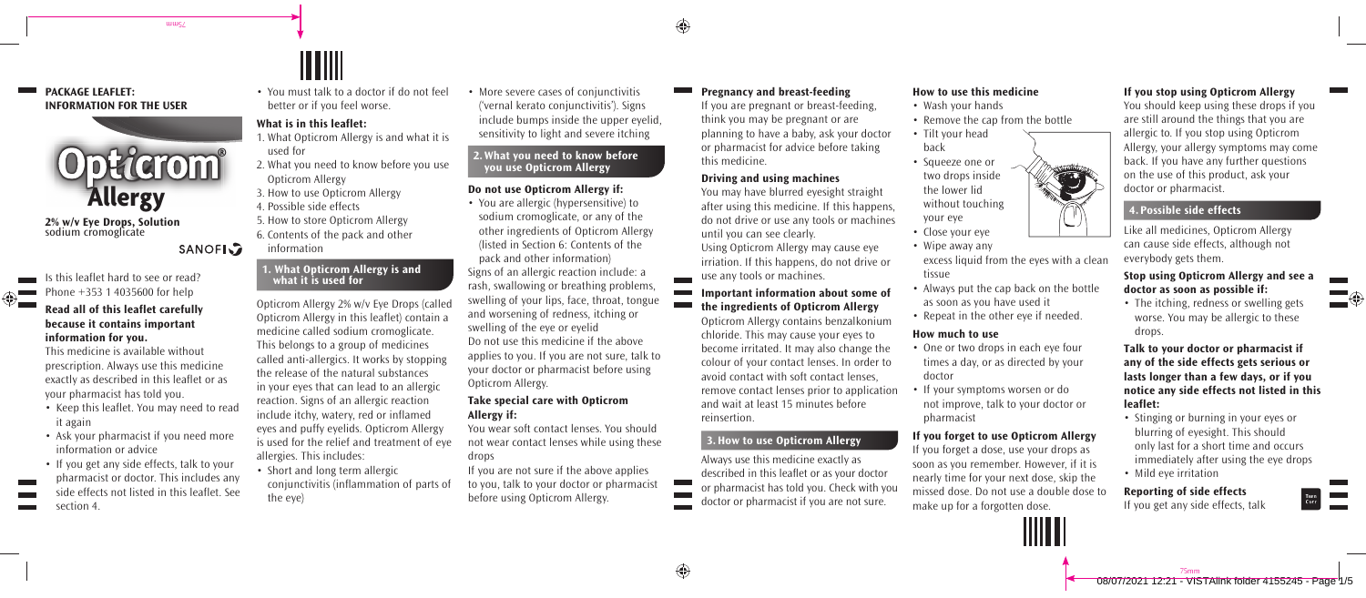## PACKAGE LEAFLET: INFORMATION FOR THE USER

# Opticrom® Allergy

**2% w/v Eye Drops, Solution**
sodium cromoglicate

SANOFI

Is this leaflet hard to see or read? Phone +353 1 4035600 for help

### Read all of this leaflet carefully because it contains important information for you.

This medicine is available without prescription. Always use this medicine exactly as described in this leaflet or as your pharmacist has told you.

- Keep this leaflet. You may need to read it again
- Ask your pharmacist if you need more information or advice
- If you get any side effects, talk to your pharmacist or doctor. This includes any side effects not listed in this leaflet. See section 4.
- You must talk to a doctor if do not feel better or if you feel worse.

### What is in this leaflet:

1. What Opticrom Allergy is and what it is used for
2. What you need to know before you use Opticrom Allergy
3. How to use Opticrom Allergy
4. Possible side effects
5. How to store Opticrom Allergy
6. Contents of the pack and other information

## 1. What Opticrom Allergy is and what it is used for

Opticrom Allergy 2% w/v Eye Drops (called Opticrom Allergy in this leaflet) contain a medicine called sodium cromoglicate. This belongs to a group of medicines called anti-allergics. It works by stopping the release of the natural substances in your eyes that can lead to an allergic reaction. Signs of an allergic reaction include itchy, watery, red or inflamed eyes and puffy eyelids. Opticrom Allergy is used for the relief and treatment of eye allergies. This includes:

- Short and long term allergic conjunctivitis (inflammation of parts of the eye)
- More severe cases of conjunctivitis ('vernal kerato conjunctivitis'). Signs include bumps inside the upper eyelid, sensitivity to light and severe itching

## 2. What you need to know before you use Opticrom Allergy

### Do not use Opticrom Allergy if:

- You are allergic (hypersensitive) to sodium cromoglicate, or any of the other ingredients of Opticrom Allergy (listed in Section 6: Contents of the pack and other information)

Signs of an allergic reaction include: a rash, swallowing or breathing problems, swelling of your lips, face, throat, tongue and worsening of redness, itching or swelling of the eye or eyelid

Do not use this medicine if the above applies to you. If you are not sure, talk to your doctor or pharmacist before using Opticrom Allergy.

### Take special care with Opticrom Allergy if:

You wear soft contact lenses. You should not wear contact lenses while using these drops

If you are not sure if the above applies to you, talk to your doctor or pharmacist before using Opticrom Allergy.

### Pregnancy and breast-feeding

If you are pregnant or breast-feeding, think you may be pregnant or are planning to have a baby, ask your doctor or pharmacist for advice before taking this medicine.

### Driving and using machines

You may have blurred eyesight straight after using this medicine. If this happens, do not drive or use any tools or machines until you can see clearly.

Using Opticrom Allergy may cause eye irriation. If this happens, do not drive or use any tools or machines.

### Important information about some of the ingredients of Opticrom Allergy

Opticrom Allergy contains benzalkonium chloride. This may cause your eyes to become irritated. It may also change the colour of your contact lenses. In order to avoid contact with soft contact lenses, remove contact lenses prior to application and wait at least 15 minutes before reinsertion.

## 3. How to use Opticrom Allergy

Always use this medicine exactly as described in this leaflet or as your doctor or pharmacist has told you. Check with you doctor or pharmacist if you are not sure.

### How to use this medicine

- Wash your hands
- Remove the cap from the bottle
- Tilt your head back
- Squeeze one or two drops inside the lower lid without touching your eye
- Close your eye
- Wipe away any excess liquid from the eyes with a clean tissue
- Always put the cap back on the bottle as soon as you have used it
- Repeat in the other eye if needed.

### How much to use

- One or two drops in each eye four times a day, or as directed by your doctor
- If your symptoms worsen or do not improve, talk to your doctor or pharmacist

### If you forget to use Opticrom Allergy

If you forget a dose, use your drops as soon as you remember. However, if it is nearly time for your next dose, skip the missed dose. Do not use a double dose to make up for a forgotten dose.

### If you stop using Opticrom Allergy

You should keep using these drops if you are still around the things that you are allergic to. If you stop using Opticrom Allergy, your allergy symptoms may come back. If you have any further questions on the use of this product, ask your doctor or pharmacist.

## 4. Possible side effects

Like all medicines, Opticrom Allergy can cause side effects, although not everybody gets them.

### Stop using Opticrom Allergy and see a doctor as soon as possible if:

- The itching, redness or swelling gets worse. You may be allergic to these drops.

### Talk to your doctor or pharmacist if any of the side effects gets serious or lasts longer than a few days, or if you notice any side effects not listed in this leaflet:

- Stinging or burning in your eyes or blurring of eyesight. This should only last for a short time and occurs immediately after using the eye drops
- Mild eye irritation

### Reporting of side effects

If you get any side effects, talk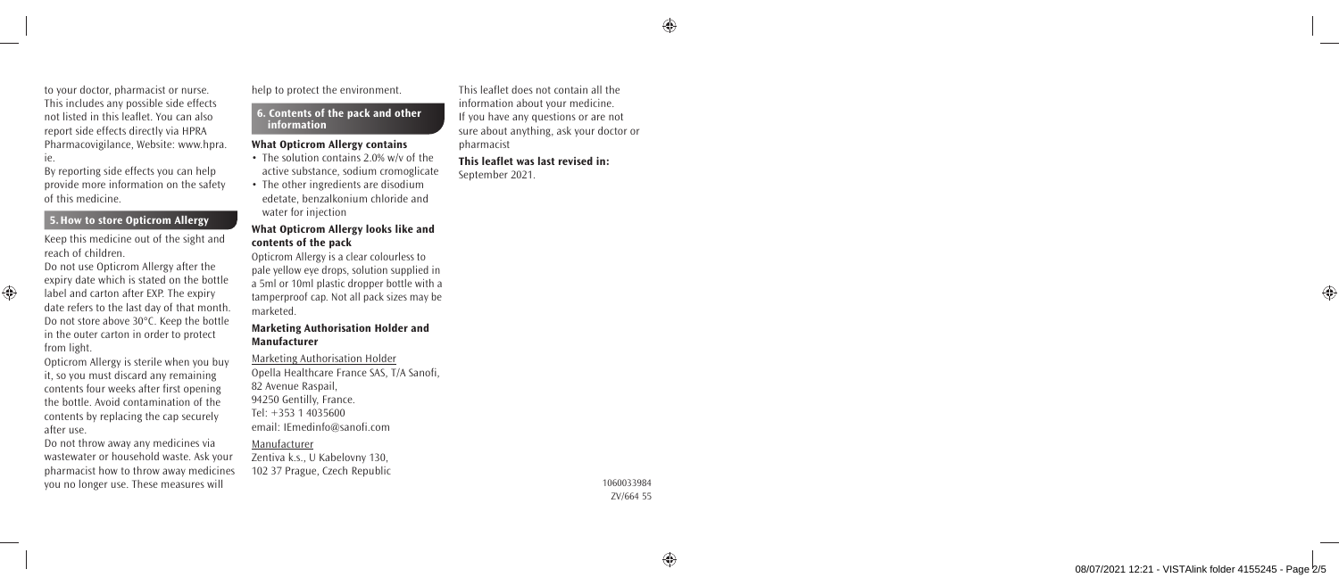to your doctor, pharmacist or nurse. This includes any possible side effects not listed in this leaflet. You can also report side effects directly via HPRA Pharmacovigilance, Website: www.hpra.ie.

By reporting side effects you can help provide more information on the safety of this medicine.

## 5. How to store Opticrom Allergy

Keep this medicine out of the sight and reach of children.

Do not use Opticrom Allergy after the expiry date which is stated on the bottle label and carton after EXP. The expiry date refers to the last day of that month. Do not store above 30°C. Keep the bottle in the outer carton in order to protect from light.

Opticrom Allergy is sterile when you buy it, so you must discard any remaining contents four weeks after first opening the bottle. Avoid contamination of the contents by replacing the cap securely after use.

Do not throw away any medicines via wastewater or household waste. Ask your pharmacist how to throw away medicines you no longer use. These measures will help to protect the environment.

## 6. Contents of the pack and other information

### What Opticrom Allergy contains

- The solution contains 2.0% w/v of the active substance, sodium cromoglicate
- The other ingredients are disodium edetate, benzalkonium chloride and water for injection

### What Opticrom Allergy looks like and contents of the pack

Opticrom Allergy is a clear colourless to pale yellow eye drops, solution supplied in a 5ml or 10ml plastic dropper bottle with a tamperproof cap. Not all pack sizes may be marketed.

### Marketing Authorisation Holder and Manufacturer

Marketing Authorisation Holder
Opella Healthcare France SAS, T/A Sanofi,
82 Avenue Raspail,
94250 Gentilly, France.
Tel: +353 1 4035600
email: IEmedinfo@sanofi.com

Manufacturer
Zentiva k.s., U Kabelovny 130,
102 37 Prague, Czech Republic

This leaflet does not contain all the information about your medicine. If you have any questions or are not sure about anything, ask your doctor or pharmacist

**This leaflet was last revised in:**
September 2021.

1060033984
ZV/664 55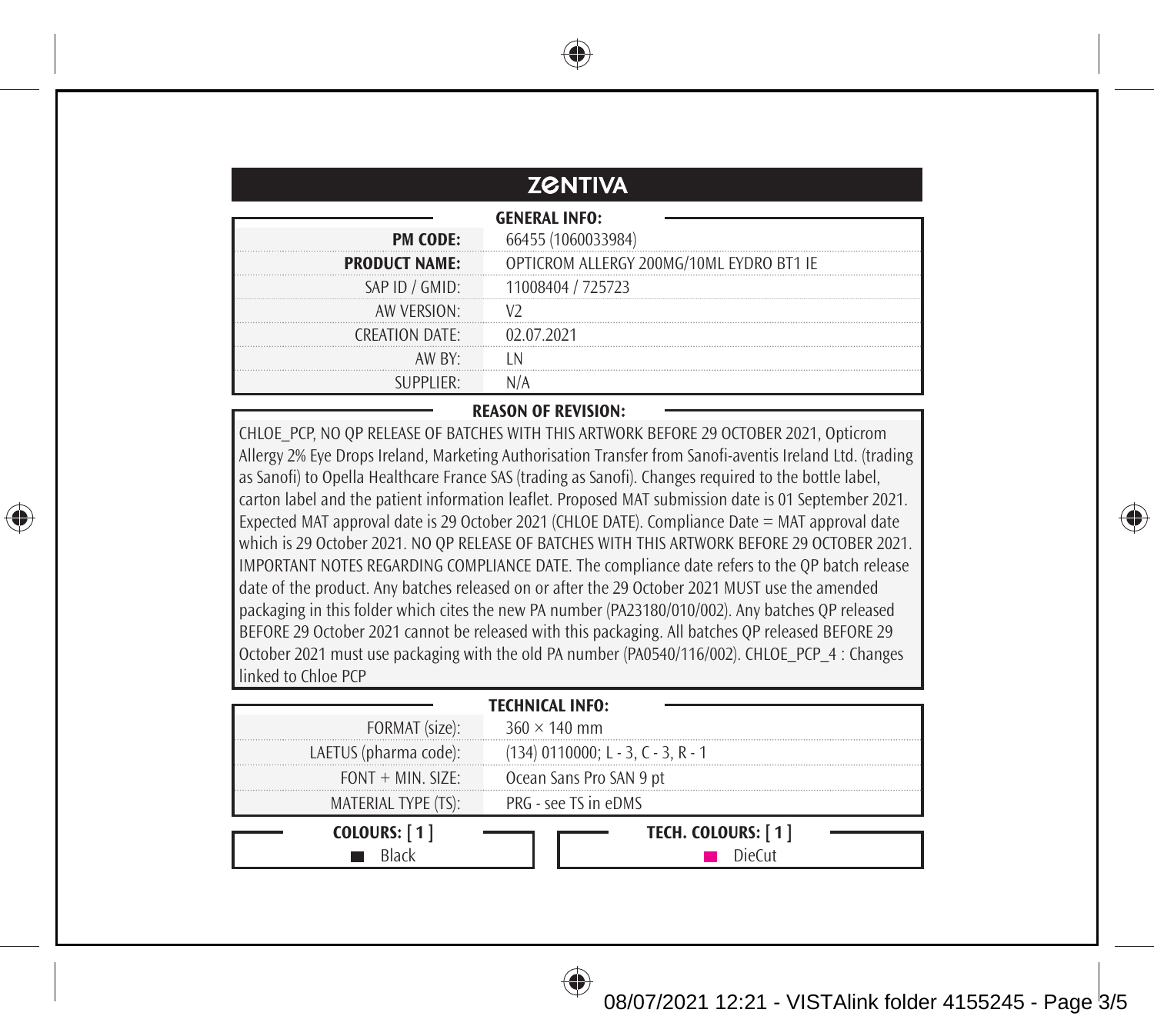# ZENTIVA

## GENERAL INFO:

| | |
|---|---|
| **PM CODE:** | 66455 (1060033984) |
| **PRODUCT NAME:** | OPTICROM ALLERGY 200MG/10ML EYDRO BT1 IE |
| SAP ID / GMID: | 11008404 / 725723 |
| AW VERSION: | V2 |
| CREATION DATE: | 02.07.2021 |
| AW BY: | LN |
| SUPPLIER: | N/A |

## REASON OF REVISION:

CHLOE_PCP, NO QP RELEASE OF BATCHES WITH THIS ARTWORK BEFORE 29 OCTOBER 2021, Opticrom Allergy 2% Eye Drops Ireland, Marketing Authorisation Transfer from Sanofi-aventis Ireland Ltd. (trading as Sanofi) to Opella Healthcare France SAS (trading as Sanofi). Changes required to the bottle label, carton label and the patient information leaflet. Proposed MAT submission date is 01 September 2021. Expected MAT approval date is 29 October 2021 (CHLOE DATE). Compliance Date = MAT approval date which is 29 October 2021. NO QP RELEASE OF BATCHES WITH THIS ARTWORK BEFORE 29 OCTOBER 2021. IMPORTANT NOTES REGARDING COMPLIANCE DATE. The compliance date refers to the QP batch release date of the product. Any batches released on or after the 29 October 2021 MUST use the amended packaging in this folder which cites the new PA number (PA23180/010/002). Any batches QP released BEFORE 29 October 2021 cannot be released with this packaging. All batches QP released BEFORE 29 October 2021 must use packaging with the old PA number (PA0540/116/002). CHLOE_PCP_4 : Changes linked to Chloe PCP

## TECHNICAL INFO:

| | |
|---|---|
| FORMAT (size): | 360 × 140 mm |
| LAETUS (pharma code): | (134) 0110000; L - 3, C - 3, R - 1 |
| FONT + MIN. SIZE: | Ocean Sans Pro SAN 9 pt |
| MATERIAL TYPE (TS): | PRG - see TS in eDMS |

**COLOURS: [ 1 ]**

Black

**TECH. COLOURS: [ 1 ]**

DieCut

08/07/2021 12:21 - VISTAlink folder 4155245